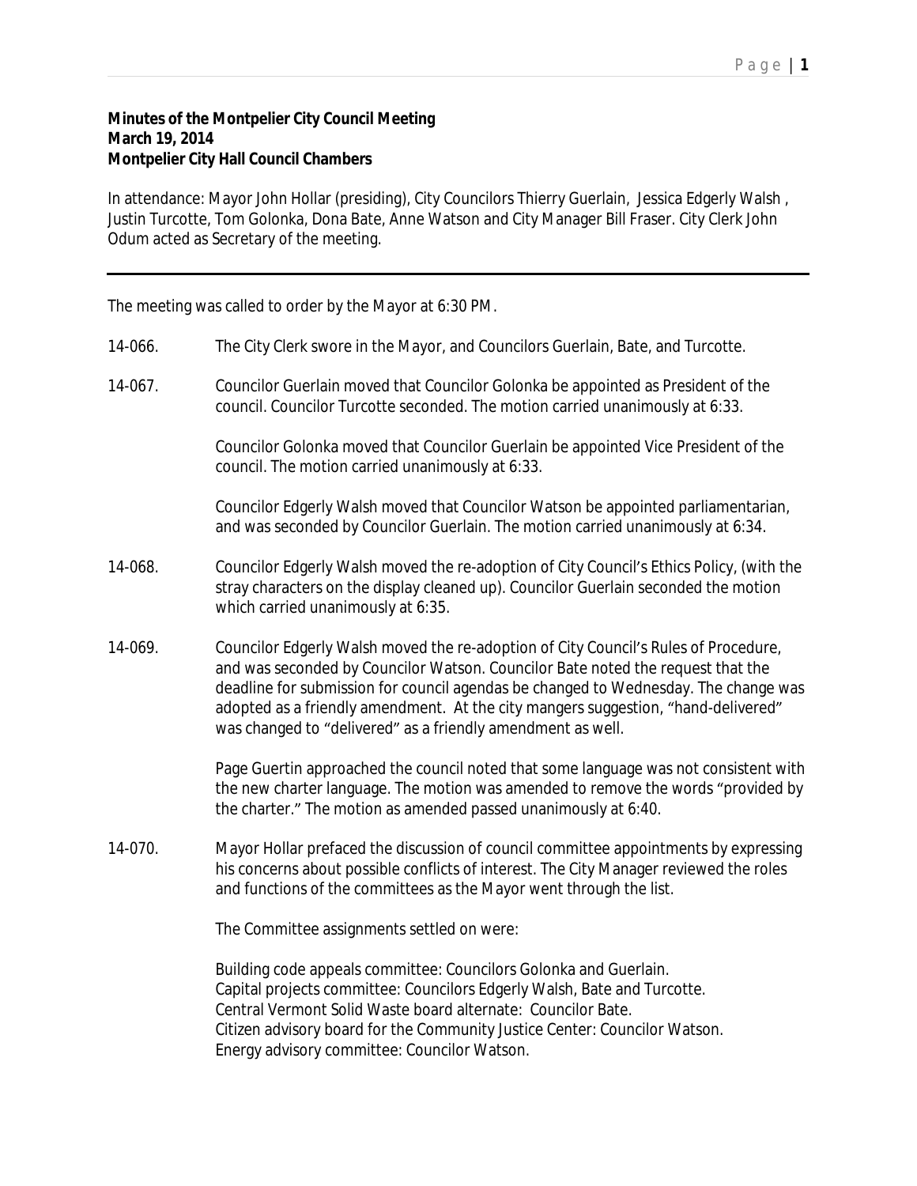**Minutes of the Montpelier City Council Meeting**
**March 19, 2014**
**Montpelier City Hall Council Chambers**

In attendance: Mayor John Hollar (presiding), City Councilors Thierry Guerlain, Jessica Edgerly Walsh , Justin Turcotte, Tom Golonka, Dona Bate, Anne Watson and City Manager Bill Fraser. City Clerk John Odum acted as Secretary of the meeting.

---

The meeting was called to order by the Mayor at 6:30 PM.

14-066. The City Clerk swore in the Mayor, and Councilors Guerlain, Bate, and Turcotte.

14-067. Councilor Guerlain moved that Councilor Golonka be appointed as President of the council. Councilor Turcotte seconded. The motion carried unanimously at 6:33.

Councilor Golonka moved that Councilor Guerlain be appointed Vice President of the council. The motion carried unanimously at 6:33.

Councilor Edgerly Walsh moved that Councilor Watson be appointed parliamentarian, and was seconded by Councilor Guerlain. The motion carried unanimously at 6:34.

14-068. Councilor Edgerly Walsh moved the re-adoption of City Council's Ethics Policy, (with the stray characters on the display cleaned up). Councilor Guerlain seconded the motion which carried unanimously at 6:35.

14-069. Councilor Edgerly Walsh moved the re-adoption of City Council's Rules of Procedure, and was seconded by Councilor Watson. Councilor Bate noted the request that the deadline for submission for council agendas be changed to Wednesday. The change was adopted as a friendly amendment. At the city mangers suggestion, "hand-delivered" was changed to "delivered" as a friendly amendment as well.

Page Guertin approached the council noted that some language was not consistent with the new charter language. The motion was amended to remove the words "provided by the charter." The motion as amended passed unanimously at 6:40.

14-070. Mayor Hollar prefaced the discussion of council committee appointments by expressing his concerns about possible conflicts of interest. The City Manager reviewed the roles and functions of the committees as the Mayor went through the list.

The Committee assignments settled on were:

Building code appeals committee: Councilors Golonka and Guerlain.
Capital projects committee: Councilors Edgerly Walsh, Bate and Turcotte.
Central Vermont Solid Waste board alternate: Councilor Bate.
Citizen advisory board for the Community Justice Center: Councilor Watson.
Energy advisory committee: Councilor Watson.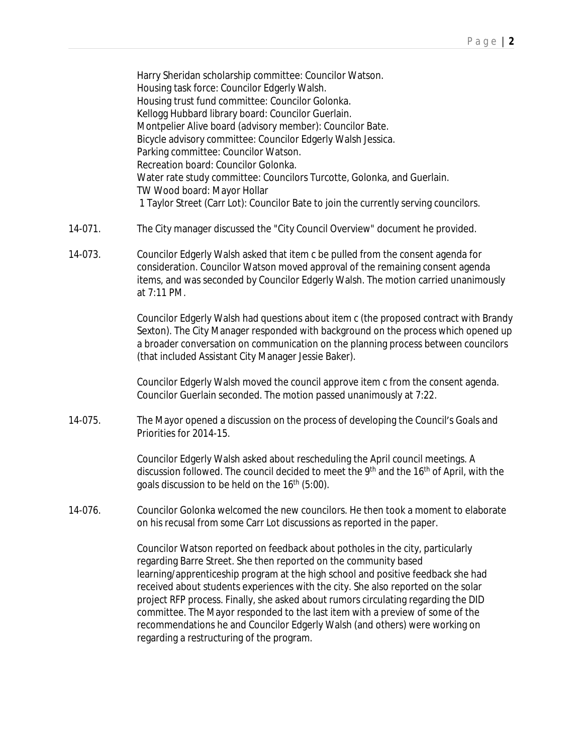Harry Sheridan scholarship committee: Councilor Watson.
Housing task force: Councilor Edgerly Walsh.
Housing trust fund committee: Councilor Golonka.
Kellogg Hubbard library board: Councilor Guerlain.
Montpelier Alive board (advisory member): Councilor Bate.
Bicycle advisory committee: Councilor Edgerly Walsh Jessica.
Parking committee: Councilor Watson.
Recreation board: Councilor Golonka.
Water rate study committee: Councilors Turcotte, Golonka, and Guerlain.
TW Wood board: Mayor Hollar
1 Taylor Street (Carr Lot): Councilor Bate to join the currently serving councilors.

14-071. The City manager discussed the "City Council Overview" document he provided.

14-073. Councilor Edgerly Walsh asked that item c be pulled from the consent agenda for consideration. Councilor Watson moved approval of the remaining consent agenda items, and was seconded by Councilor Edgerly Walsh. The motion carried unanimously at 7:11 PM.

Councilor Edgerly Walsh had questions about item c (the proposed contract with Brandy Sexton). The City Manager responded with background on the process which opened up a broader conversation on communication on the planning process between councilors (that included Assistant City Manager Jessie Baker).

Councilor Edgerly Walsh moved the council approve item c from the consent agenda. Councilor Guerlain seconded. The motion passed unanimously at 7:22.

14-075. The Mayor opened a discussion on the process of developing the Council's Goals and Priorities for 2014-15.

Councilor Edgerly Walsh asked about rescheduling the April council meetings. A discussion followed. The council decided to meet the 9th and the 16th of April, with the goals discussion to be held on the 16th (5:00).

14-076. Councilor Golonka welcomed the new councilors. He then took a moment to elaborate on his recusal from some Carr Lot discussions as reported in the paper.

Councilor Watson reported on feedback about potholes in the city, particularly regarding Barre Street. She then reported on the community based learning/apprenticeship program at the high school and positive feedback she had received about students experiences with the city. She also reported on the solar project RFP process. Finally, she asked about rumors circulating regarding the DID committee. The Mayor responded to the last item with a preview of some of the recommendations he and Councilor Edgerly Walsh (and others) were working on regarding a restructuring of the program.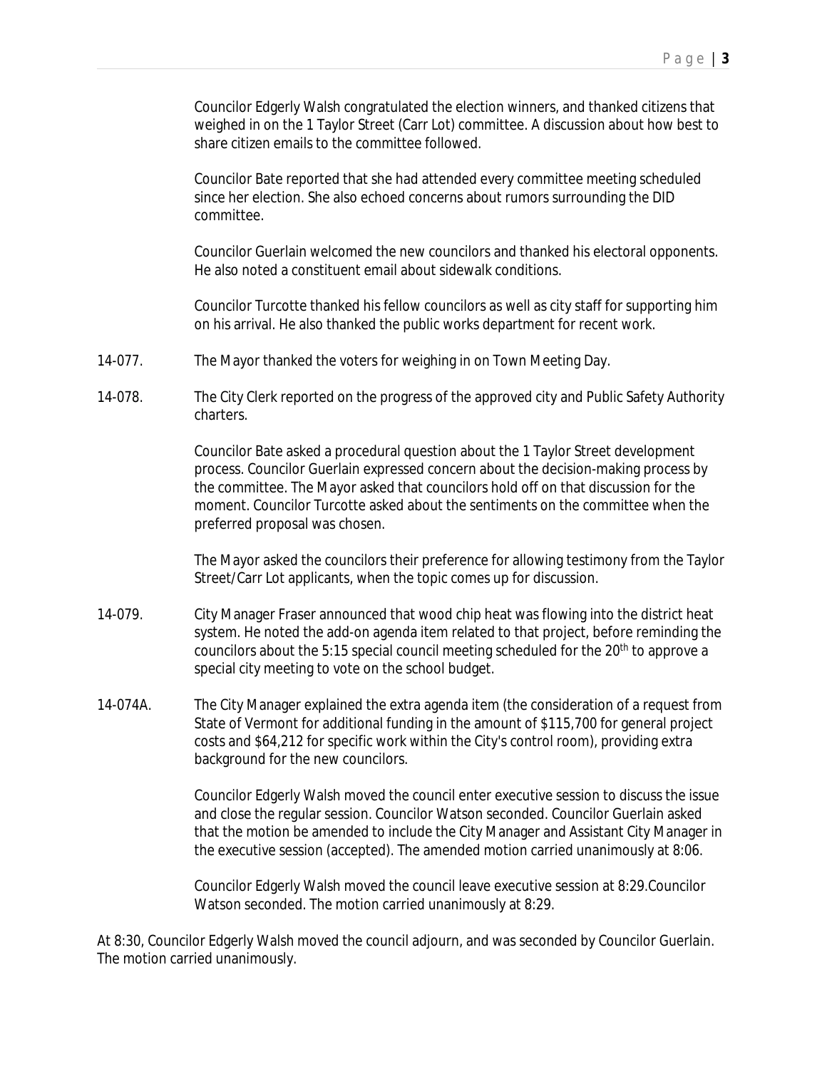Councilor Edgerly Walsh congratulated the election winners, and thanked citizens that weighed in on the 1 Taylor Street (Carr Lot) committee. A discussion about how best to share citizen emails to the committee followed.

Councilor Bate reported that she had attended every committee meeting scheduled since her election. She also echoed concerns about rumors surrounding the DID committee.

Councilor Guerlain welcomed the new councilors and thanked his electoral opponents. He also noted a constituent email about sidewalk conditions.

Councilor Turcotte thanked his fellow councilors as well as city staff for supporting him on his arrival. He also thanked the public works department for recent work.

14-077. The Mayor thanked the voters for weighing in on Town Meeting Day.

14-078. The City Clerk reported on the progress of the approved city and Public Safety Authority charters.

Councilor Bate asked a procedural question about the 1 Taylor Street development process. Councilor Guerlain expressed concern about the decision-making process by the committee. The Mayor asked that councilors hold off on that discussion for the moment. Councilor Turcotte asked about the sentiments on the committee when the preferred proposal was chosen.

The Mayor asked the councilors their preference for allowing testimony from the Taylor Street/Carr Lot applicants, when the topic comes up for discussion.

14-079. City Manager Fraser announced that wood chip heat was flowing into the district heat system. He noted the add-on agenda item related to that project, before reminding the councilors about the 5:15 special council meeting scheduled for the 20th to approve a special city meeting to vote on the school budget.

14-074A. The City Manager explained the extra agenda item (the consideration of a request from State of Vermont for additional funding in the amount of $115,700 for general project costs and $64,212 for specific work within the City's control room), providing extra background for the new councilors.

Councilor Edgerly Walsh moved the council enter executive session to discuss the issue and close the regular session. Councilor Watson seconded. Councilor Guerlain asked that the motion be amended to include the City Manager and Assistant City Manager in the executive session (accepted). The amended motion carried unanimously at 8:06.

Councilor Edgerly Walsh moved the council leave executive session at 8:29.Councilor Watson seconded. The motion carried unanimously at 8:29.

At 8:30, Councilor Edgerly Walsh moved the council adjourn, and was seconded by Councilor Guerlain. The motion carried unanimously.